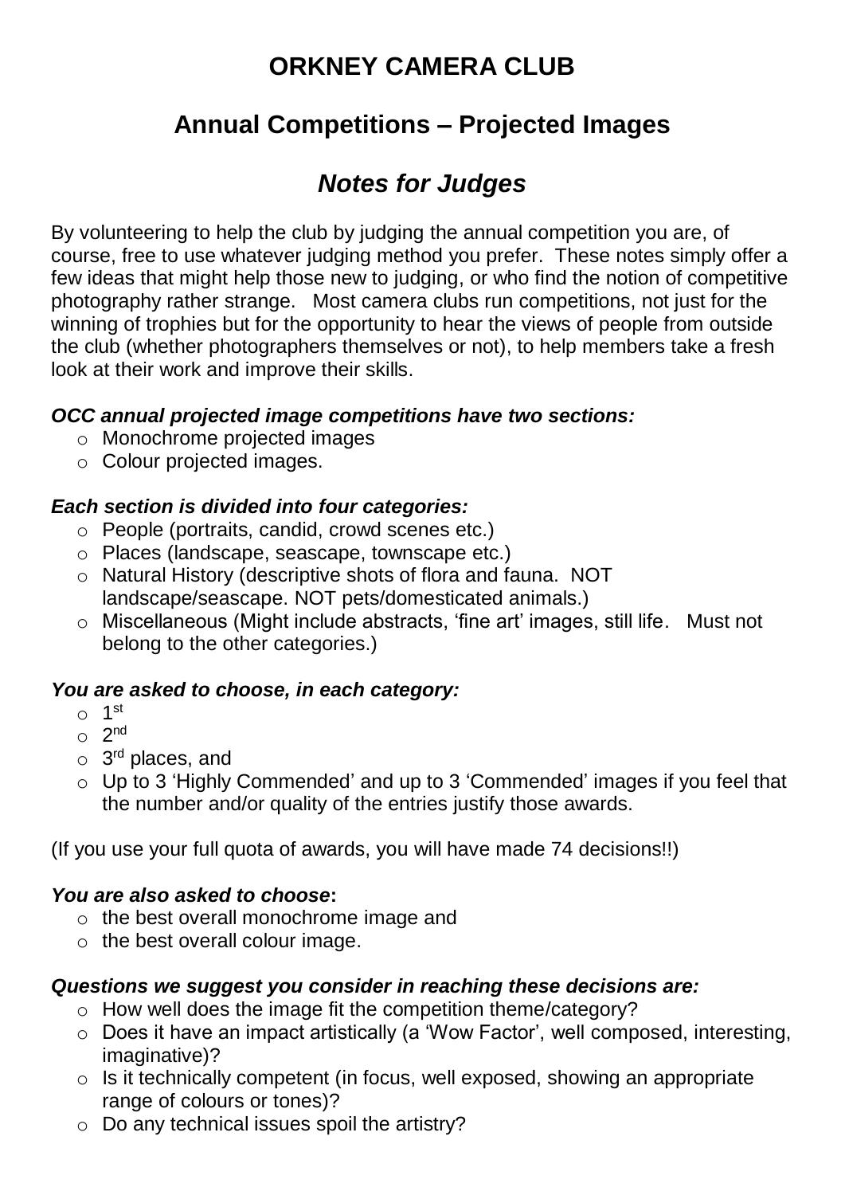# ORKNEY CAMERA CLUB

## Annual Competitions – Projected Images

## *Notes for Judges*

By volunteering to help the club by judging the annual competition you are, of course, free to use whatever judging method you prefer. These notes simply offer a few ideas that might help those new to judging, or who find the notion of competitive photography rather strange. Most camera clubs run competitions, not just for the winning of trophies but for the opportunity to hear the views of people from outside the club (whether photographers themselves or not), to help members take a fresh look at their work and improve their skills.

***OCC annual projected image competitions have two sections:***

- Monochrome projected images
- Colour projected images.

***Each section is divided into four categories:***

- People (portraits, candid, crowd scenes etc.)
- Places (landscape, seascape, townscape etc.)
- Natural History (descriptive shots of flora and fauna. NOT landscape/seascape. NOT pets/domesticated animals.)
- Miscellaneous (Might include abstracts, 'fine art' images, still life. Must not belong to the other categories.)

***You are asked to choose, in each category:***

- 1st
- 2nd
- 3rd places, and
- Up to 3 'Highly Commended' and up to 3 'Commended' images if you feel that the number and/or quality of the entries justify those awards.

(If you use your full quota of awards, you will have made 74 decisions!!)

***You are also asked to choose*:**

- the best overall monochrome image and
- the best overall colour image.

***Questions we suggest you consider in reaching these decisions are:***

- How well does the image fit the competition theme/category?
- Does it have an impact artistically (a 'Wow Factor', well composed, interesting, imaginative)?
- Is it technically competent (in focus, well exposed, showing an appropriate range of colours or tones)?
- Do any technical issues spoil the artistry?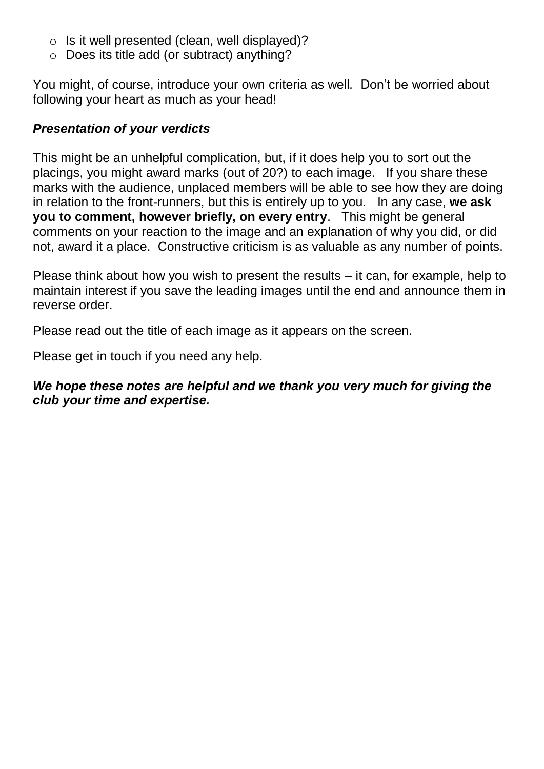- Is it well presented (clean, well displayed)?
- Does its title add (or subtract) anything?

You might, of course, introduce your own criteria as well. Don't be worried about following your heart as much as your head!

***Presentation of your verdicts***

This might be an unhelpful complication, but, if it does help you to sort out the placings, you might award marks (out of 20?) to each image. If you share these marks with the audience, unplaced members will be able to see how they are doing in relation to the front-runners, but this is entirely up to you. In any case, **we ask you to comment, however briefly, on every entry**. This might be general comments on your reaction to the image and an explanation of why you did, or did not, award it a place. Constructive criticism is as valuable as any number of points.

Please think about how you wish to present the results – it can, for example, help to maintain interest if you save the leading images until the end and announce them in reverse order.

Please read out the title of each image as it appears on the screen.

Please get in touch if you need any help.

***We hope these notes are helpful and we thank you very much for giving the club your time and expertise.***